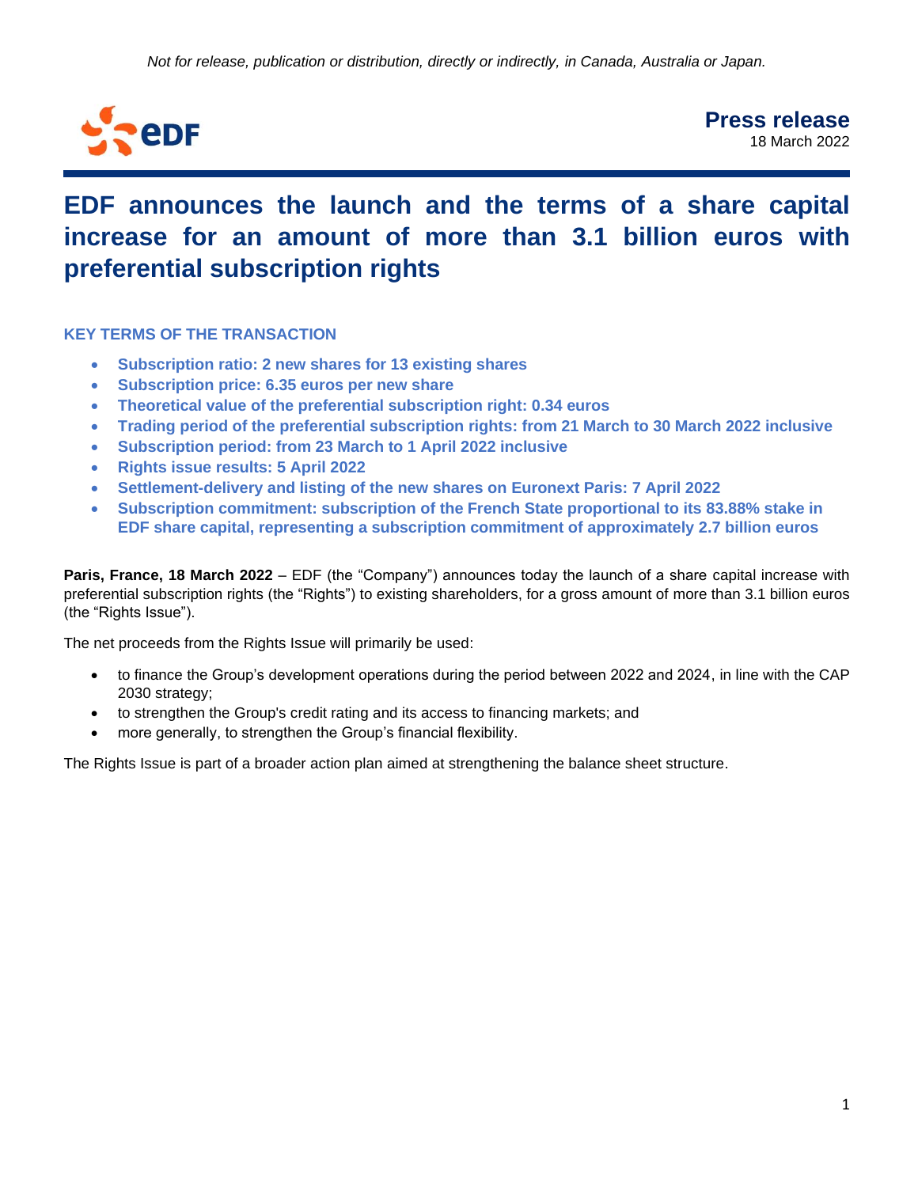*Not for release, publication or distribution, directly or indirectly, in Canada, Australia or Japan.*

**Press release**
18 March 2022

# EDF announces the launch and the terms of a share capital increase for an amount of more than 3.1 billion euros with preferential subscription rights

## KEY TERMS OF THE TRANSACTION

- **Subscription ratio: 2 new shares for 13 existing shares**
- **Subscription price: 6.35 euros per new share**
- **Theoretical value of the preferential subscription right: 0.34 euros**
- **Trading period of the preferential subscription rights: from 21 March to 30 March 2022 inclusive**
- **Subscription period: from 23 March to 1 April 2022 inclusive**
- **Rights issue results: 5 April 2022**
- **Settlement-delivery and listing of the new shares on Euronext Paris: 7 April 2022**
- **Subscription commitment: subscription of the French State proportional to its 83.88% stake in EDF share capital, representing a subscription commitment of approximately 2.7 billion euros**

**Paris, France, 18 March 2022** – EDF (the "Company") announces today the launch of a share capital increase with preferential subscription rights (the "Rights") to existing shareholders, for a gross amount of more than 3.1 billion euros (the "Rights Issue").

The net proceeds from the Rights Issue will primarily be used:

- to finance the Group's development operations during the period between 2022 and 2024, in line with the CAP 2030 strategy;
- to strengthen the Group's credit rating and its access to financing markets; and
- more generally, to strengthen the Group's financial flexibility.

The Rights Issue is part of a broader action plan aimed at strengthening the balance sheet structure.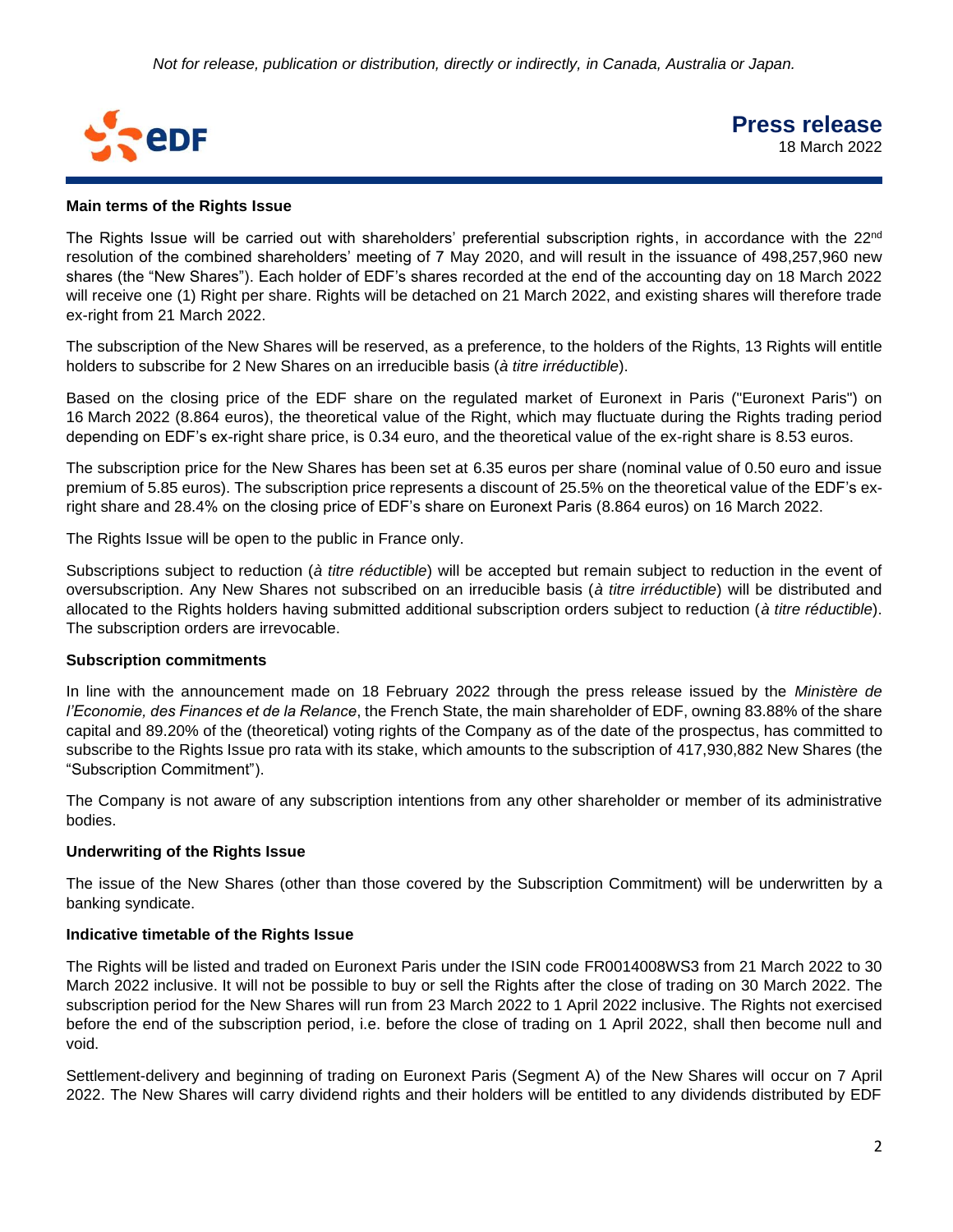**Main terms of the Rights Issue**

The Rights Issue will be carried out with shareholders' preferential subscription rights, in accordance with the 22nd resolution of the combined shareholders' meeting of 7 May 2020, and will result in the issuance of 498,257,960 new shares (the "New Shares"). Each holder of EDF's shares recorded at the end of the accounting day on 18 March 2022 will receive one (1) Right per share. Rights will be detached on 21 March 2022, and existing shares will therefore trade ex-right from 21 March 2022.

The subscription of the New Shares will be reserved, as a preference, to the holders of the Rights, 13 Rights will entitle holders to subscribe for 2 New Shares on an irreducible basis (*à titre irréductible*).

Based on the closing price of the EDF share on the regulated market of Euronext in Paris ("Euronext Paris") on 16 March 2022 (8.864 euros), the theoretical value of the Right, which may fluctuate during the Rights trading period depending on EDF's ex-right share price, is 0.34 euro, and the theoretical value of the ex-right share is 8.53 euros.

The subscription price for the New Shares has been set at 6.35 euros per share (nominal value of 0.50 euro and issue premium of 5.85 euros). The subscription price represents a discount of 25.5% on the theoretical value of the EDF's ex-right share and 28.4% on the closing price of EDF's share on Euronext Paris (8.864 euros) on 16 March 2022.

The Rights Issue will be open to the public in France only.

Subscriptions subject to reduction (*à titre réductible*) will be accepted but remain subject to reduction in the event of oversubscription. Any New Shares not subscribed on an irreducible basis (*à titre irréductible*) will be distributed and allocated to the Rights holders having submitted additional subscription orders subject to reduction (*à titre réductible*). The subscription orders are irrevocable.

**Subscription commitments**

In line with the announcement made on 18 February 2022 through the press release issued by the *Ministère de l'Economie, des Finances et de la Relance*, the French State, the main shareholder of EDF, owning 83.88% of the share capital and 89.20% of the (theoretical) voting rights of the Company as of the date of the prospectus, has committed to subscribe to the Rights Issue pro rata with its stake, which amounts to the subscription of 417,930,882 New Shares (the "Subscription Commitment").

The Company is not aware of any subscription intentions from any other shareholder or member of its administrative bodies.

**Underwriting of the Rights Issue**

The issue of the New Shares (other than those covered by the Subscription Commitment) will be underwritten by a banking syndicate.

**Indicative timetable of the Rights Issue**

The Rights will be listed and traded on Euronext Paris under the ISIN code FR0014008WS3 from 21 March 2022 to 30 March 2022 inclusive. It will not be possible to buy or sell the Rights after the close of trading on 30 March 2022. The subscription period for the New Shares will run from 23 March 2022 to 1 April 2022 inclusive. The Rights not exercised before the end of the subscription period, i.e. before the close of trading on 1 April 2022, shall then become null and void.

Settlement-delivery and beginning of trading on Euronext Paris (Segment A) of the New Shares will occur on 7 April 2022. The New Shares will carry dividend rights and their holders will be entitled to any dividends distributed by EDF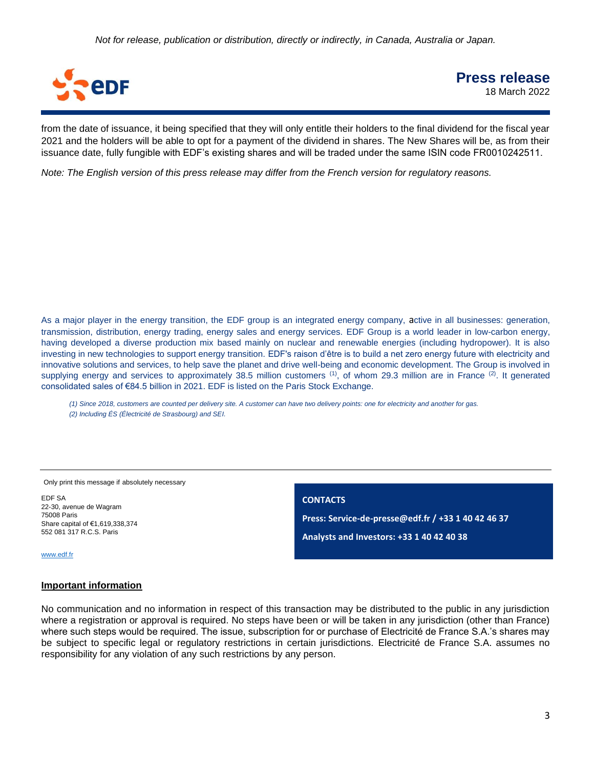from the date of issuance, it being specified that they will only entitle their holders to the final dividend for the fiscal year 2021 and the holders will be able to opt for a payment of the dividend in shares. The New Shares will be, as from their issuance date, fully fungible with EDF's existing shares and will be traded under the same ISIN code FR0010242511.

*Note: The English version of this press release may differ from the French version for regulatory reasons.*

As a major player in the energy transition, the EDF group is an integrated energy company, active in all businesses: generation, transmission, distribution, energy trading, energy sales and energy services. EDF Group is a world leader in low-carbon energy, having developed a diverse production mix based mainly on nuclear and renewable energies (including hydropower). It is also investing in new technologies to support energy transition. EDF's raison d'être is to build a net zero energy future with electricity and innovative solutions and services, to help save the planet and drive well-being and economic development. The Group is involved in supplying energy and services to approximately 38.5 million customers [(1)], of whom 29.3 million are in France [(2)]. It generated consolidated sales of €84.5 billion in 2021. EDF is listed on the Paris Stock Exchange.

*(1) Since 2018, customers are counted per delivery site. A customer can have two delivery points: one for electricity and another for gas.*
*(2) Including ÉS (Électricité de Strasbourg) and SEI.*

Only print this message if absolutely necessary

EDF SA
22-30, avenue de Wagram
75008 Paris
Share capital of €1,619,338,374
552 081 317 R.C.S. Paris

www.edf.fr

**CONTACTS**

**Press: Service-de-presse@edf.fr / +33 1 40 42 46 37**

**Analysts and Investors: +33 1 40 42 40 38**

## Important information

No communication and no information in respect of this transaction may be distributed to the public in any jurisdiction where a registration or approval is required. No steps have been or will be taken in any jurisdiction (other than France) where such steps would be required. The issue, subscription for or purchase of Electricité de France S.A.'s shares may be subject to specific legal or regulatory restrictions in certain jurisdictions. Electricité de France S.A. assumes no responsibility for any violation of any such restrictions by any person.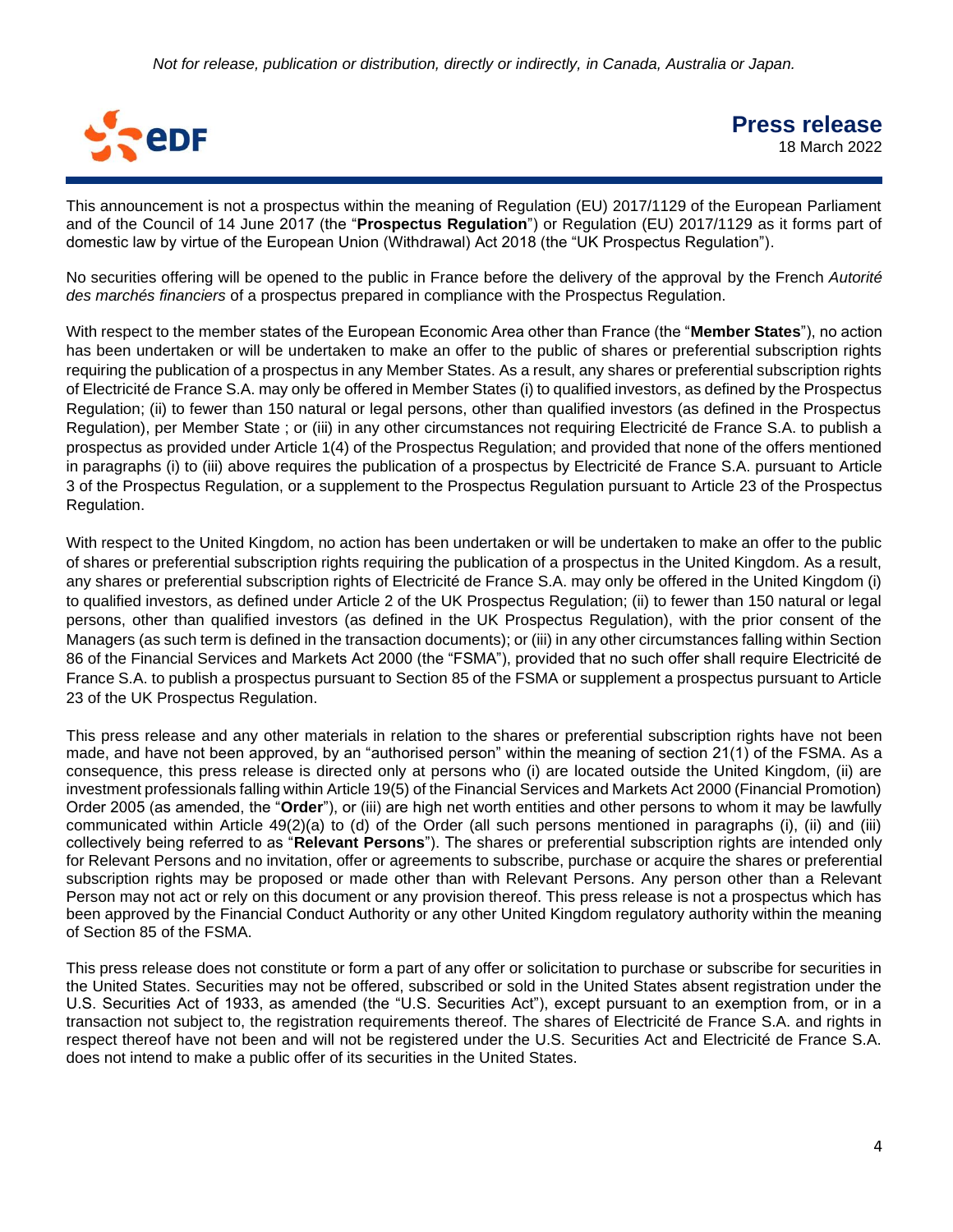This announcement is not a prospectus within the meaning of Regulation (EU) 2017/1129 of the European Parliament and of the Council of 14 June 2017 (the "**Prospectus Regulation**") or Regulation (EU) 2017/1129 as it forms part of domestic law by virtue of the European Union (Withdrawal) Act 2018 (the "UK Prospectus Regulation").

No securities offering will be opened to the public in France before the delivery of the approval by the French *Autorité des marchés financiers* of a prospectus prepared in compliance with the Prospectus Regulation.

With respect to the member states of the European Economic Area other than France (the "**Member States**"), no action has been undertaken or will be undertaken to make an offer to the public of shares or preferential subscription rights requiring the publication of a prospectus in any Member States. As a result, any shares or preferential subscription rights of Electricité de France S.A. may only be offered in Member States (i) to qualified investors, as defined by the Prospectus Regulation; (ii) to fewer than 150 natural or legal persons, other than qualified investors (as defined in the Prospectus Regulation), per Member State ; or (iii) in any other circumstances not requiring Electricité de France S.A. to publish a prospectus as provided under Article 1(4) of the Prospectus Regulation; and provided that none of the offers mentioned in paragraphs (i) to (iii) above requires the publication of a prospectus by Electricité de France S.A. pursuant to Article 3 of the Prospectus Regulation, or a supplement to the Prospectus Regulation pursuant to Article 23 of the Prospectus Regulation.

With respect to the United Kingdom, no action has been undertaken or will be undertaken to make an offer to the public of shares or preferential subscription rights requiring the publication of a prospectus in the United Kingdom. As a result, any shares or preferential subscription rights of Electricité de France S.A. may only be offered in the United Kingdom (i) to qualified investors, as defined under Article 2 of the UK Prospectus Regulation; (ii) to fewer than 150 natural or legal persons, other than qualified investors (as defined in the UK Prospectus Regulation), with the prior consent of the Managers (as such term is defined in the transaction documents); or (iii) in any other circumstances falling within Section 86 of the Financial Services and Markets Act 2000 (the "FSMA"), provided that no such offer shall require Electricité de France S.A. to publish a prospectus pursuant to Section 85 of the FSMA or supplement a prospectus pursuant to Article 23 of the UK Prospectus Regulation.

This press release and any other materials in relation to the shares or preferential subscription rights have not been made, and have not been approved, by an "authorised person" within the meaning of section 21(1) of the FSMA. As a consequence, this press release is directed only at persons who (i) are located outside the United Kingdom, (ii) are investment professionals falling within Article 19(5) of the Financial Services and Markets Act 2000 (Financial Promotion) Order 2005 (as amended, the "**Order**"), or (iii) are high net worth entities and other persons to whom it may be lawfully communicated within Article 49(2)(a) to (d) of the Order (all such persons mentioned in paragraphs (i), (ii) and (iii) collectively being referred to as "**Relevant Persons**"). The shares or preferential subscription rights are intended only for Relevant Persons and no invitation, offer or agreements to subscribe, purchase or acquire the shares or preferential subscription rights may be proposed or made other than with Relevant Persons. Any person other than a Relevant Person may not act or rely on this document or any provision thereof. This press release is not a prospectus which has been approved by the Financial Conduct Authority or any other United Kingdom regulatory authority within the meaning of Section 85 of the FSMA.

This press release does not constitute or form a part of any offer or solicitation to purchase or subscribe for securities in the United States. Securities may not be offered, subscribed or sold in the United States absent registration under the U.S. Securities Act of 1933, as amended (the "U.S. Securities Act"), except pursuant to an exemption from, or in a transaction not subject to, the registration requirements thereof. The shares of Electricité de France S.A. and rights in respect thereof have not been and will not be registered under the U.S. Securities Act and Electricité de France S.A. does not intend to make a public offer of its securities in the United States.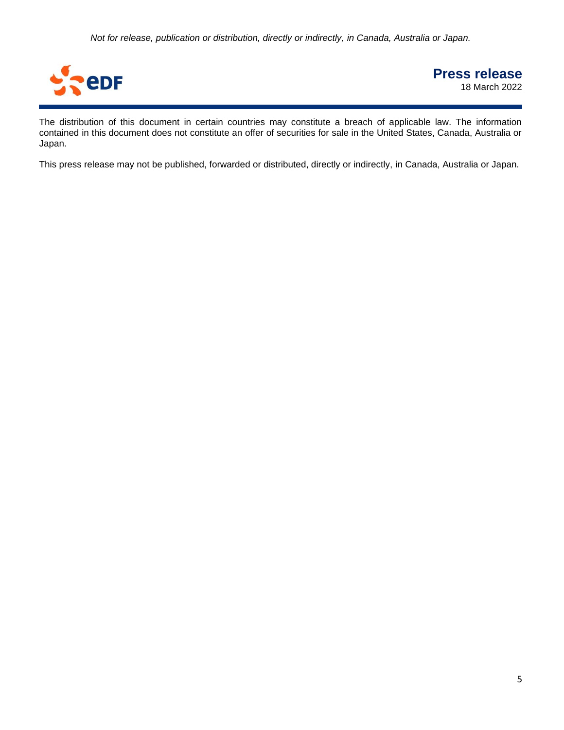The distribution of this document in certain countries may constitute a breach of applicable law. The information contained in this document does not constitute an offer of securities for sale in the United States, Canada, Australia or Japan.

This press release may not be published, forwarded or distributed, directly or indirectly, in Canada, Australia or Japan.